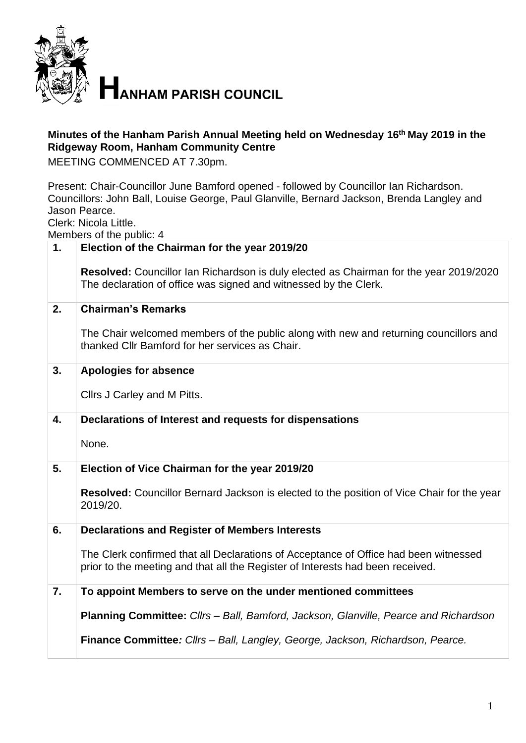# HANHAM PARISH COUNCIL

**Minutes of the Hanham Parish Annual Meeting held on Wednesday 16th May 2019 in the Ridgeway Room, Hanham Community Centre**

MEETING COMMENCED AT 7.30pm.

Present: Chair-Councillor June Bamford opened - followed by Councillor Ian Richardson.
Councillors: John Ball, Louise George, Paul Glanville, Bernard Jackson, Brenda Langley and Jason Pearce.
Clerk: Nicola Little.
Members of the public: 4

| | |
|---|---|
| **1.** | **Election of the Chairman for the year 2019/20**<br><br>**Resolved:** Councillor Ian Richardson is duly elected as Chairman for the year 2019/2020 The declaration of office was signed and witnessed by the Clerk. |
| **2.** | **Chairman's Remarks**<br><br>The Chair welcomed members of the public along with new and returning councillors and thanked Cllr Bamford for her services as Chair. |
| **3.** | **Apologies for absence**<br><br>Cllrs J Carley and M Pitts. |
| **4.** | **Declarations of Interest and requests for dispensations**<br><br>None. |
| **5.** | **Election of Vice Chairman for the year 2019/20**<br><br>**Resolved:** Councillor Bernard Jackson is elected to the position of Vice Chair for the year 2019/20. |
| **6.** | **Declarations and Register of Members Interests**<br><br>The Clerk confirmed that all Declarations of Acceptance of Office had been witnessed prior to the meeting and that all the Register of Interests had been received. |
| **7.** | **To appoint Members to serve on the under mentioned committees**<br><br>**Planning Committee:** *Cllrs – Ball, Bamford, Jackson, Glanville, Pearce and Richardson*<br><br>**Finance Committee***: Cllrs – Ball, Langley, George, Jackson, Richardson, Pearce.* |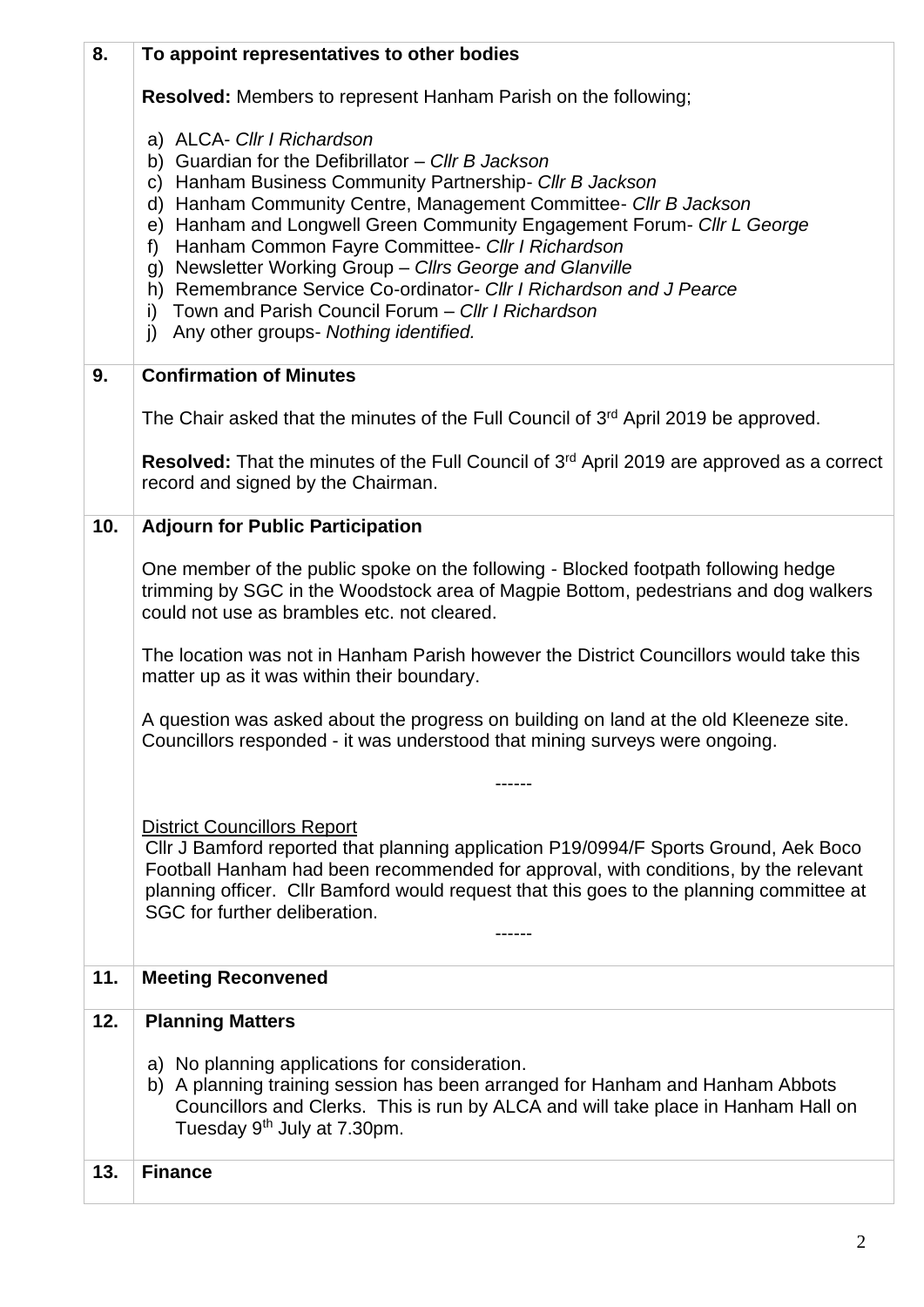| | |
|---|---|
| **8.** | **To appoint representatives to other bodies**<br><br>**Resolved:** Members to represent Hanham Parish on the following;<br><br>a) ALCA- *Cllr I Richardson*<br>b) Guardian for the Defibrillator – *Cllr B Jackson*<br>c) Hanham Business Community Partnership- *Cllr B Jackson*<br>d) Hanham Community Centre, Management Committee- *Cllr B Jackson*<br>e) Hanham and Longwell Green Community Engagement Forum- *Cllr L George*<br>f) Hanham Common Fayre Committee- *Cllr I Richardson*<br>g) Newsletter Working Group – *Cllrs George and Glanville*<br>h) Remembrance Service Co-ordinator- *Cllr I Richardson and J Pearce*<br>i) Town and Parish Council Forum – *Cllr I Richardson*<br>j) Any other groups- *Nothing identified.* |
| **9.** | **Confirmation of Minutes**<br><br>The Chair asked that the minutes of the Full Council of 3rd April 2019 be approved.<br><br>**Resolved:** That the minutes of the Full Council of 3rd April 2019 are approved as a correct record and signed by the Chairman. |
| **10.** | **Adjourn for Public Participation**<br><br>One member of the public spoke on the following - Blocked footpath following hedge trimming by SGC in the Woodstock area of Magpie Bottom, pedestrians and dog walkers could not use as brambles etc. not cleared.<br><br>The location was not in Hanham Parish however the District Councillors would take this matter up as it was within their boundary.<br><br>A question was asked about the progress on building on land at the old Kleeneze site. Councillors responded - it was understood that mining surveys were ongoing.<br><br>------<br><br>District Councillors Report<br>Cllr J Bamford reported that planning application P19/0994/F Sports Ground, Aek Boco Football Hanham had been recommended for approval, with conditions, by the relevant planning officer. Cllr Bamford would request that this goes to the planning committee at SGC for further deliberation.<br>------ |
| **11.** | **Meeting Reconvened** |
| **12.** | **Planning Matters**<br><br>a) No planning applications for consideration.<br>b) A planning training session has been arranged for Hanham and Hanham Abbots Councillors and Clerks. This is run by ALCA and will take place in Hanham Hall on Tuesday 9th July at 7.30pm. |
| **13.** | **Finance** |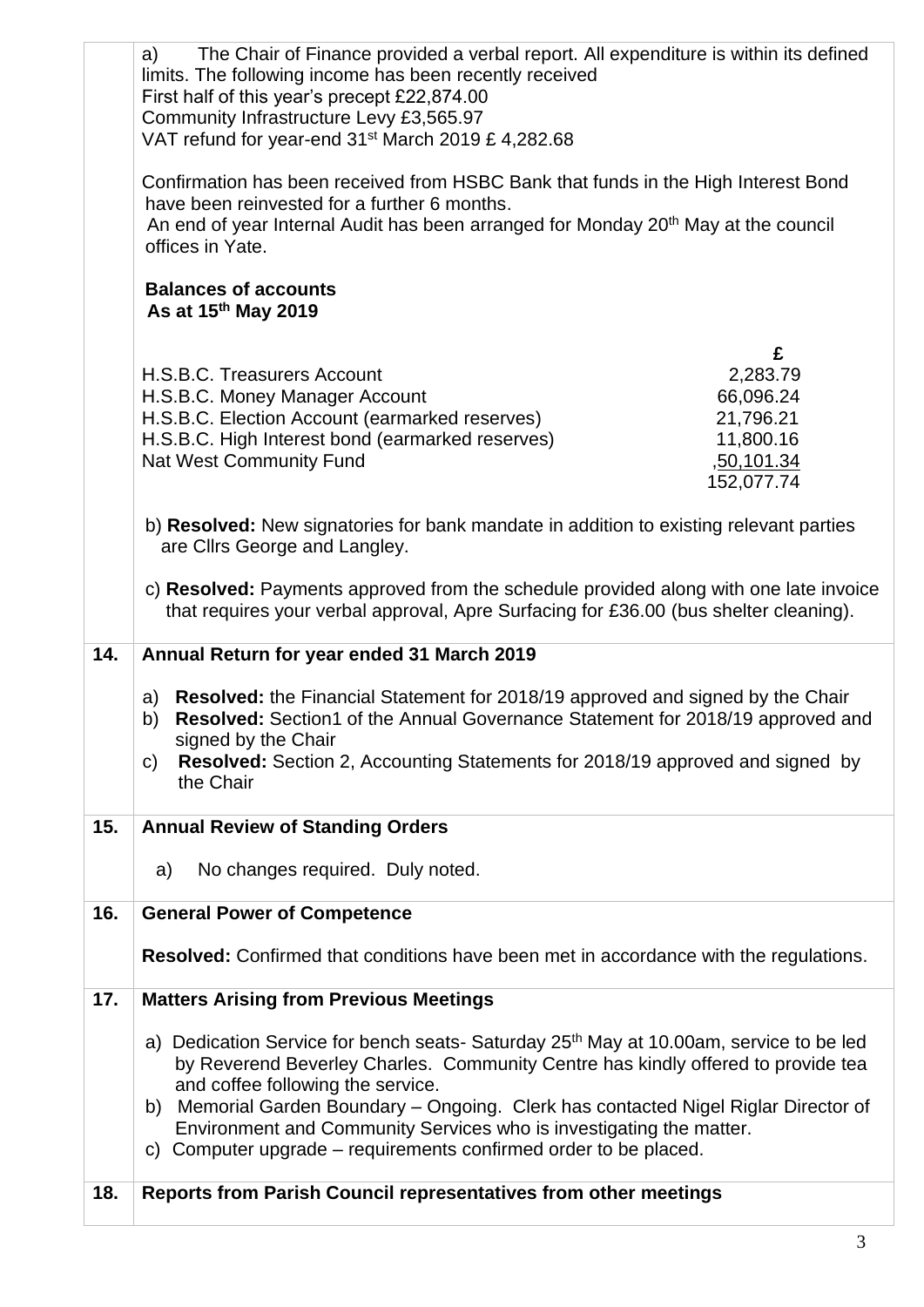a) The Chair of Finance provided a verbal report. All expenditure is within its defined limits. The following income has been recently received
First half of this year's precept £22,874.00
Community Infrastructure Levy £3,565.97
VAT refund for year-end 31st March 2019 £ 4,282.68

Confirmation has been received from HSBC Bank that funds in the High Interest Bond have been reinvested for a further 6 months.
An end of year Internal Audit has been arranged for Monday 20th May at the council offices in Yate.

**Balances of accounts**
**As at 15th May 2019**

| | £ |
|---|---|
| H.S.B.C. Treasurers Account | 2,283.79 |
| H.S.B.C. Money Manager Account | 66,096.24 |
| H.S.B.C. Election Account (earmarked reserves) | 21,796.21 |
| H.S.B.C. High Interest bond (earmarked reserves) | 11,800.16 |
| Nat West Community Fund | ,50,101.34 |
| | 152,077.74 |

b) **Resolved:** New signatories for bank mandate in addition to existing relevant parties are Cllrs George and Langley.

c) **Resolved:** Payments approved from the schedule provided along with one late invoice that requires your verbal approval, Apre Surfacing for £36.00 (bus shelter cleaning).

## 14. Annual Return for year ended 31 March 2019

a) **Resolved:** the Financial Statement for 2018/19 approved and signed by the Chair
b) **Resolved:** Section1 of the Annual Governance Statement for 2018/19 approved and signed by the Chair
c) **Resolved:** Section 2, Accounting Statements for 2018/19 approved and signed by the Chair

## 15. Annual Review of Standing Orders

a) No changes required. Duly noted.

## 16. General Power of Competence

**Resolved:** Confirmed that conditions have been met in accordance with the regulations.

## 17. Matters Arising from Previous Meetings

a) Dedication Service for bench seats- Saturday 25th May at 10.00am, service to be led by Reverend Beverley Charles. Community Centre has kindly offered to provide tea and coffee following the service.
b) Memorial Garden Boundary – Ongoing. Clerk has contacted Nigel Riglar Director of Environment and Community Services who is investigating the matter.
c) Computer upgrade – requirements confirmed order to be placed.

## 18. Reports from Parish Council representatives from other meetings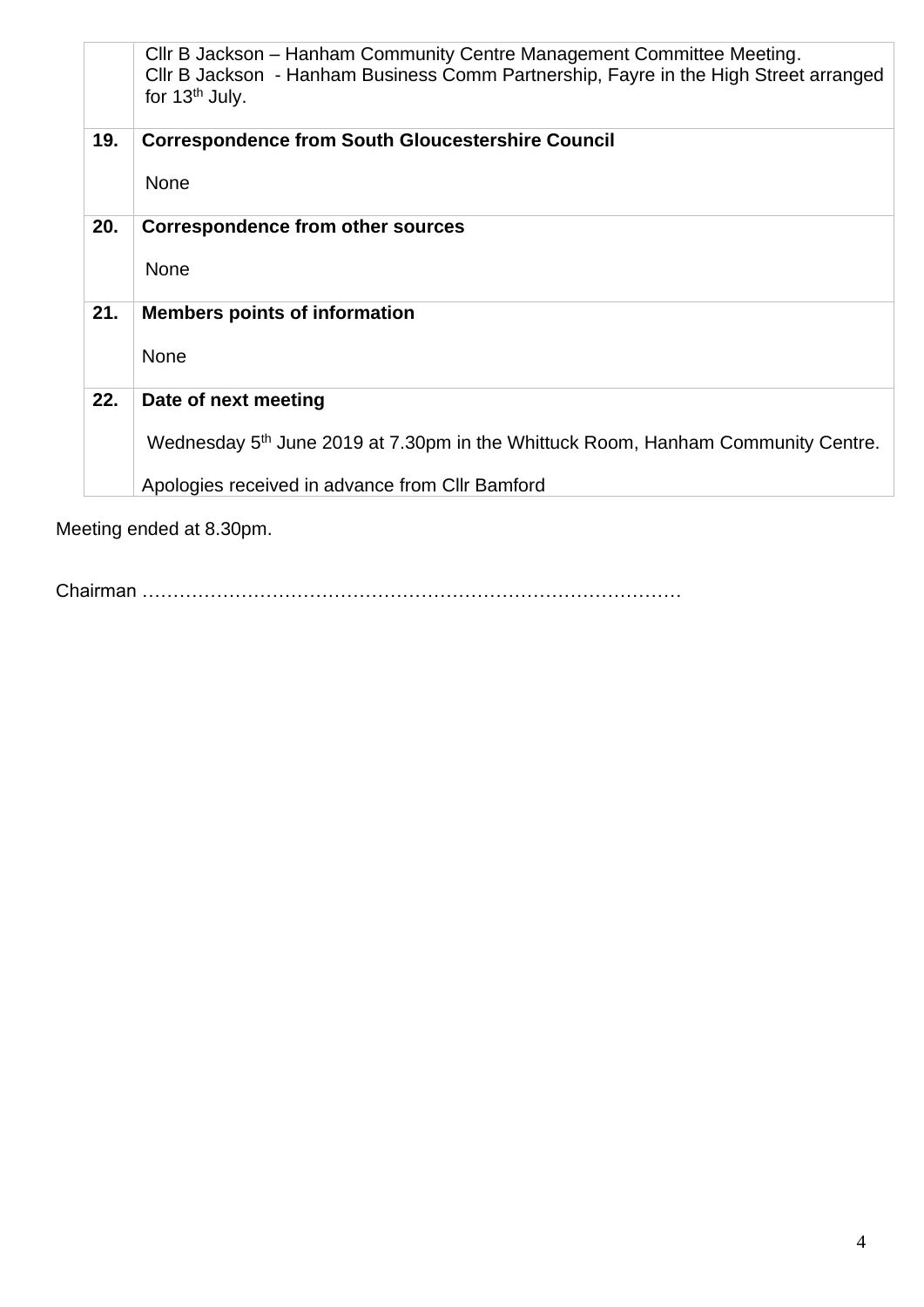| | |
|---|---|
| | Cllr B Jackson – Hanham Community Centre Management Committee Meeting.<br>Cllr B Jackson - Hanham Business Comm Partnership, Fayre in the High Street arranged for 13th July. |
| **19.** | **Correspondence from South Gloucestershire Council**<br><br>None |
| **20.** | **Correspondence from other sources**<br><br>None |
| **21.** | **Members points of information**<br><br>None |
| **22.** | **Date of next meeting**<br><br>Wednesday 5th June 2019 at 7.30pm in the Whittuck Room, Hanham Community Centre.<br><br>Apologies received in advance from Cllr Bamford |

Meeting ended at 8.30pm.

Chairman ……………………………………………………………………………